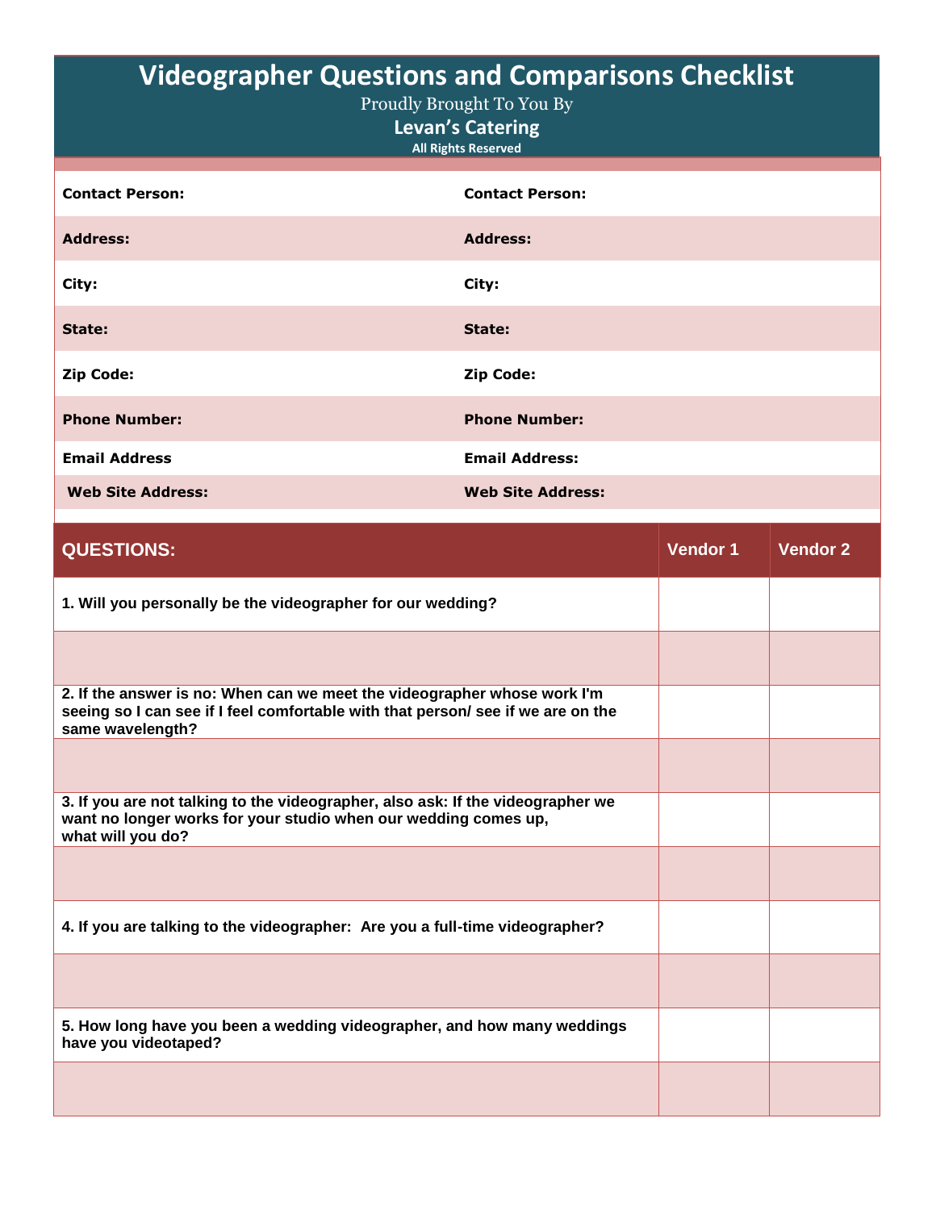# Videographer Questions and Comparisons Checklist

Proudly Brought To You By

**Levan's Catering**

**All Rights Reserved**

| | |
|---|---|
| **Contact Person:** | **Contact Person:** |
| **Address:** | **Address:** |
| **City:** | **City:** |
| **State:** | **State:** |
| **Zip Code:** | **Zip Code:** |
| **Phone Number:** | **Phone Number:** |
| **Email Address** | **Email Address:** |
| **Web Site Address:** | **Web Site Address:** |

| QUESTIONS: | Vendor 1 | Vendor 2 |
|---|---|---|
| **1. Will you personally be the videographer for our wedding?** | | |
| | | |
| **2. If the answer is no: When can we meet the videographer whose work I'm seeing so I can see if I feel comfortable with that person/ see if we are on the same wavelength?** | | |
| | | |
| **3. If you are not talking to the videographer, also ask: If the videographer we want no longer works for your studio when our wedding comes up, what will you do?** | | |
| | | |
| **4. If you are talking to the videographer: Are you a full-time videographer?** | | |
| | | |
| **5. How long have you been a wedding videographer, and how many weddings have you videotaped?** | | |
| | | |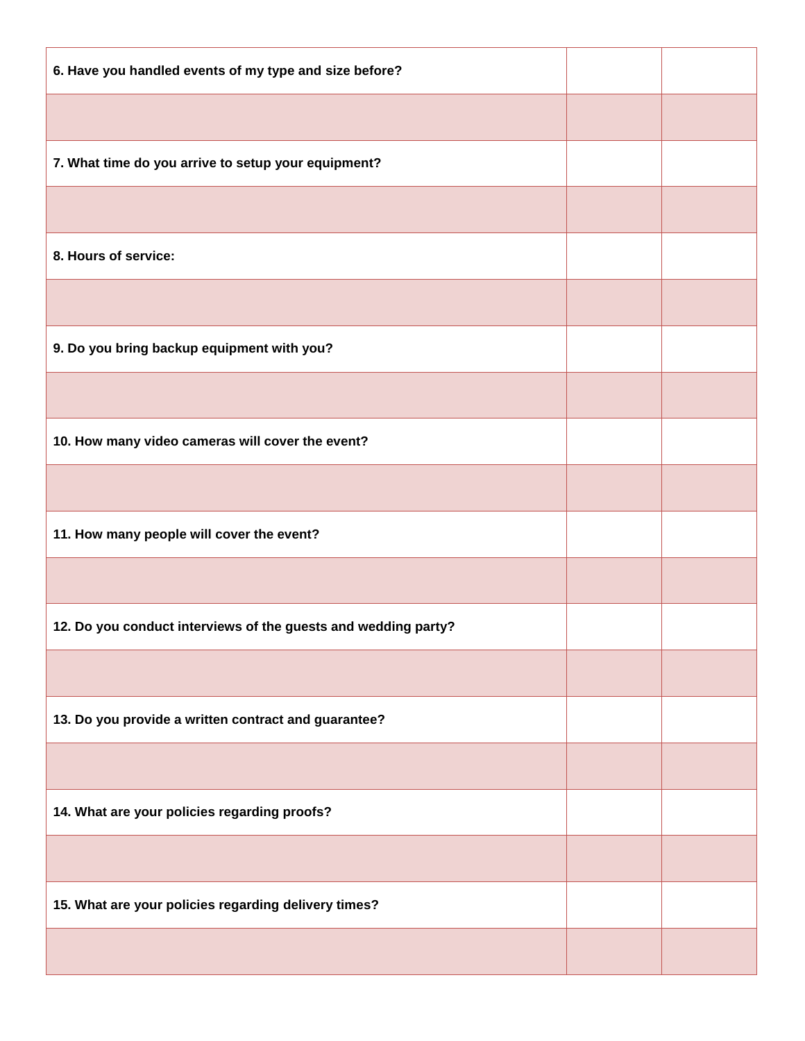| **6. Have you handled events of my type and size before?** | | |
|---|---|---|
| | | |
| **7. What time do you arrive to setup your equipment?** | | |
| | | |
| **8. Hours of service:** | | |
| | | |
| **9. Do you bring backup equipment with you?** | | |
| | | |
| **10. How many video cameras will cover the event?** | | |
| | | |
| **11. How many people will cover the event?** | | |
| | | |
| **12. Do you conduct interviews of the guests and wedding party?** | | |
| | | |
| **13. Do you provide a written contract and guarantee?** | | |
| | | |
| **14. What are your policies regarding proofs?** | | |
| | | |
| **15. What are your policies regarding delivery times?** | | |
| | | |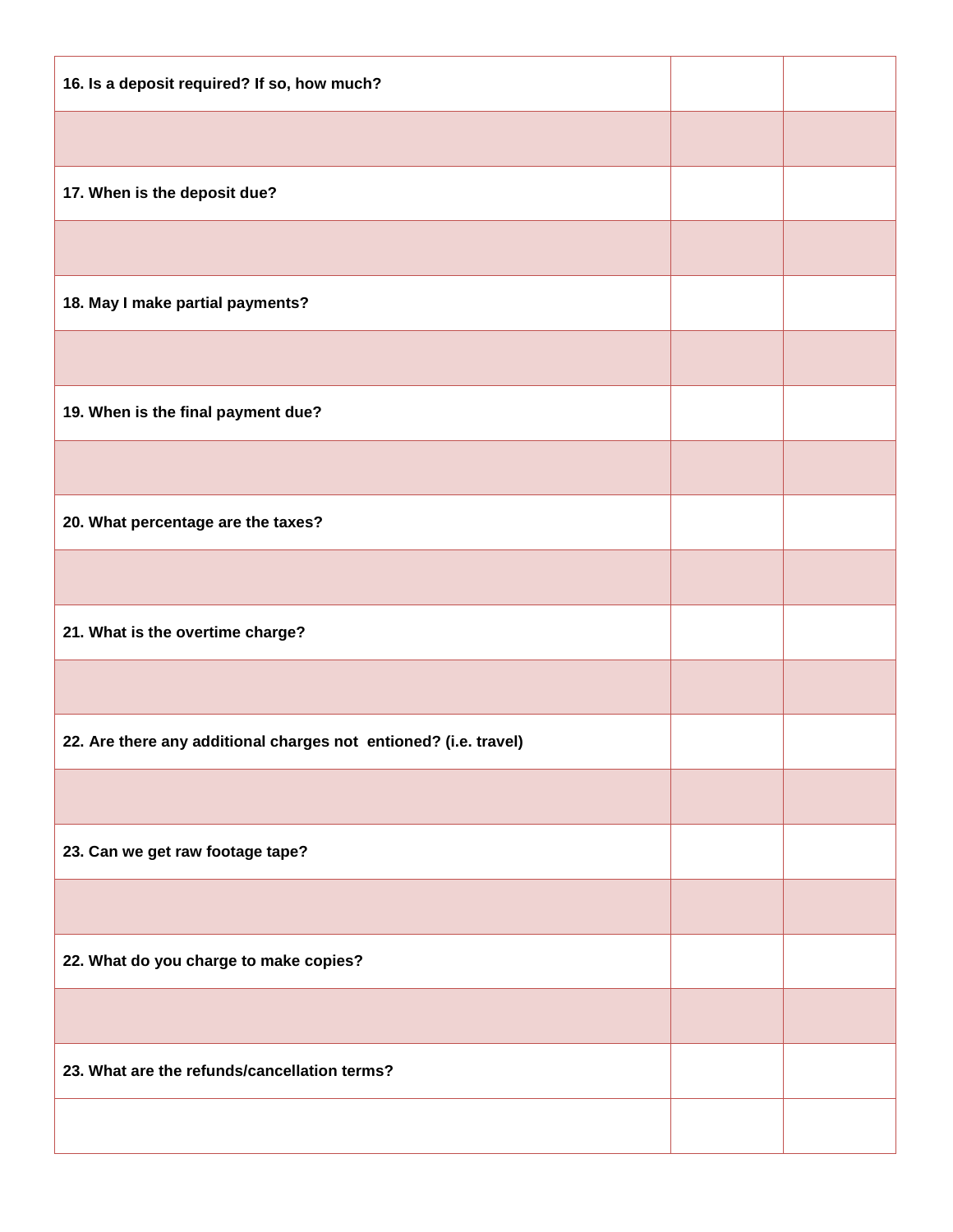| | | |
|---|---|---|
| **16. Is a deposit required? If so, how much?** | | |
| | | |
| **17. When is the deposit due?** | | |
| | | |
| **18. May I make partial payments?** | | |
| | | |
| **19. When is the final payment due?** | | |
| | | |
| **20. What percentage are the taxes?** | | |
| | | |
| **21. What is the overtime charge?** | | |
| | | |
| **22. Are there any additional charges not entioned? (i.e. travel)** | | |
| | | |
| **23. Can we get raw footage tape?** | | |
| | | |
| **22. What do you charge to make copies?** | | |
| | | |
| **23. What are the refunds/cancellation terms?** | | |
| | | |